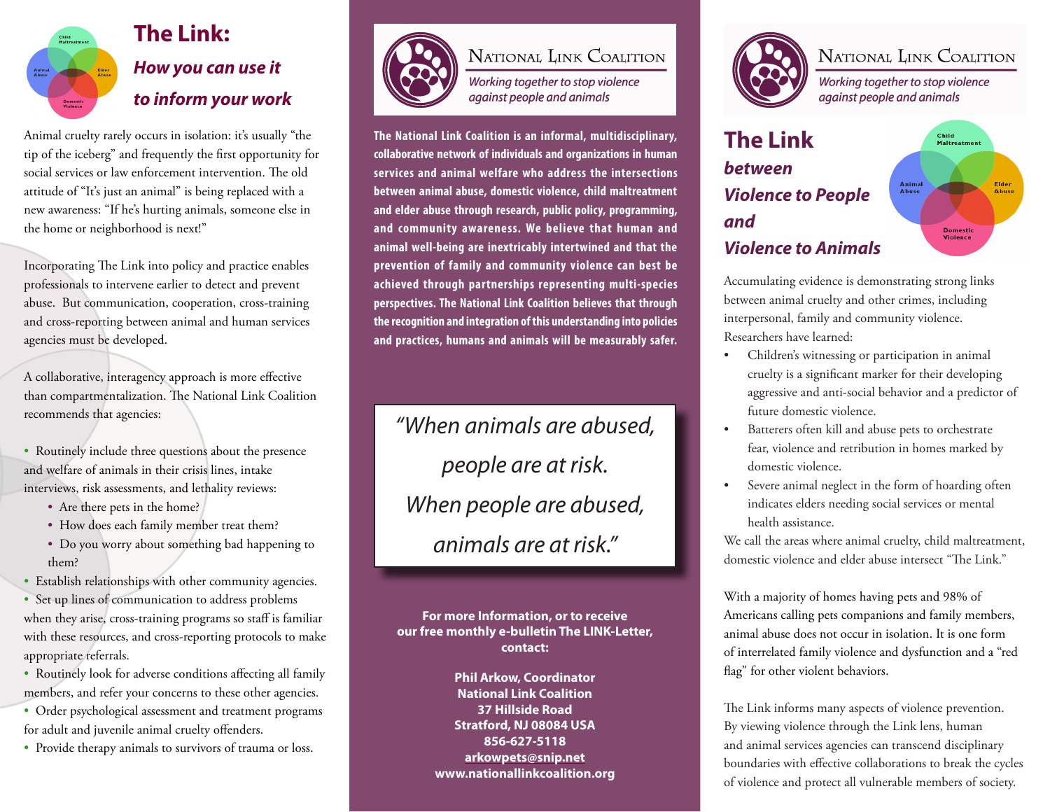# The Link:

## *How you can use it to inform your work*

Animal cruelty rarely occurs in isolation: it's usually "the tip of the iceberg" and frequently the first opportunity for social services or law enforcement intervention. The old attitude of "It's just an animal" is being replaced with a new awareness: "If he's hurting animals, someone else in the home or neighborhood is next!"

Incorporating The Link into policy and practice enables professionals to intervene earlier to detect and prevent abuse. But communication, cooperation, cross-training and cross-reporting between animal and human services agencies must be developed.

A collaborative, interagency approach is more effective than compartmentalization. The National Link Coalition recommends that agencies:

- Routinely include three questions about the presence and welfare of animals in their crisis lines, intake interviews, risk assessments, and lethality reviews:
  - Are there pets in the home?
  - How does each family member treat them?
  - Do you worry about something bad happening to them?
- Establish relationships with other community agencies.
- Set up lines of communication to address problems when they arise, cross-training programs so staff is familiar with these resources, and cross-reporting protocols to make appropriate referrals.
- Routinely look for adverse conditions affecting all family members, and refer your concerns to these other agencies.
- Order psychological assessment and treatment programs for adult and juvenile animal cruelty offenders.
- Provide therapy animals to survivors of trauma or loss.

## National Link Coalition

*Working together to stop violence against people and animals*

**The National Link Coalition is an informal, multidisciplinary, collaborative network of individuals and organizations in human services and animal welfare who address the intersections between animal abuse, domestic violence, child maltreatment and elder abuse through research, public policy, programming, and community awareness. We believe that human and animal well-being are inextricably intertwined and that the prevention of family and community violence can best be achieved through partnerships representing multi-species perspectives. The National Link Coalition believes that through the recognition and integration of this understanding into policies and practices, humans and animals will be measurably safer.**

> *"When animals are abused, people are at risk. When people are abused, animals are at risk."*

**For more Information, or to receive our free monthly e-bulletin The LINK-Letter, contact:**

**Phil Arkow, Coordinator**
**National Link Coalition**
**37 Hillside Road**
**Stratford, NJ 08084 USA**
**856-627-5118**
**arkowpets@snip.net**
**www.nationallinkcoalition.org**

## National Link Coalition

*Working together to stop violence against people and animals*

# The Link *between Violence to People and Violence to Animals*

Accumulating evidence is demonstrating strong links between animal cruelty and other crimes, including interpersonal, family and community violence. Researchers have learned:

- Children's witnessing or participation in animal cruelty is a significant marker for their developing aggressive and anti-social behavior and a predictor of future domestic violence.
- Batterers often kill and abuse pets to orchestrate fear, violence and retribution in homes marked by domestic violence.
- Severe animal neglect in the form of hoarding often indicates elders needing social services or mental health assistance.

We call the areas where animal cruelty, child maltreatment, domestic violence and elder abuse intersect "The Link."

With a majority of homes having pets and 98% of Americans calling pets companions and family members, animal abuse does not occur in isolation. It is one form of interrelated family violence and dysfunction and a "red flag" for other violent behaviors.

The Link informs many aspects of violence prevention. By viewing violence through the Link lens, human and animal services agencies can transcend disciplinary boundaries with effective collaborations to break the cycles of violence and protect all vulnerable members of society.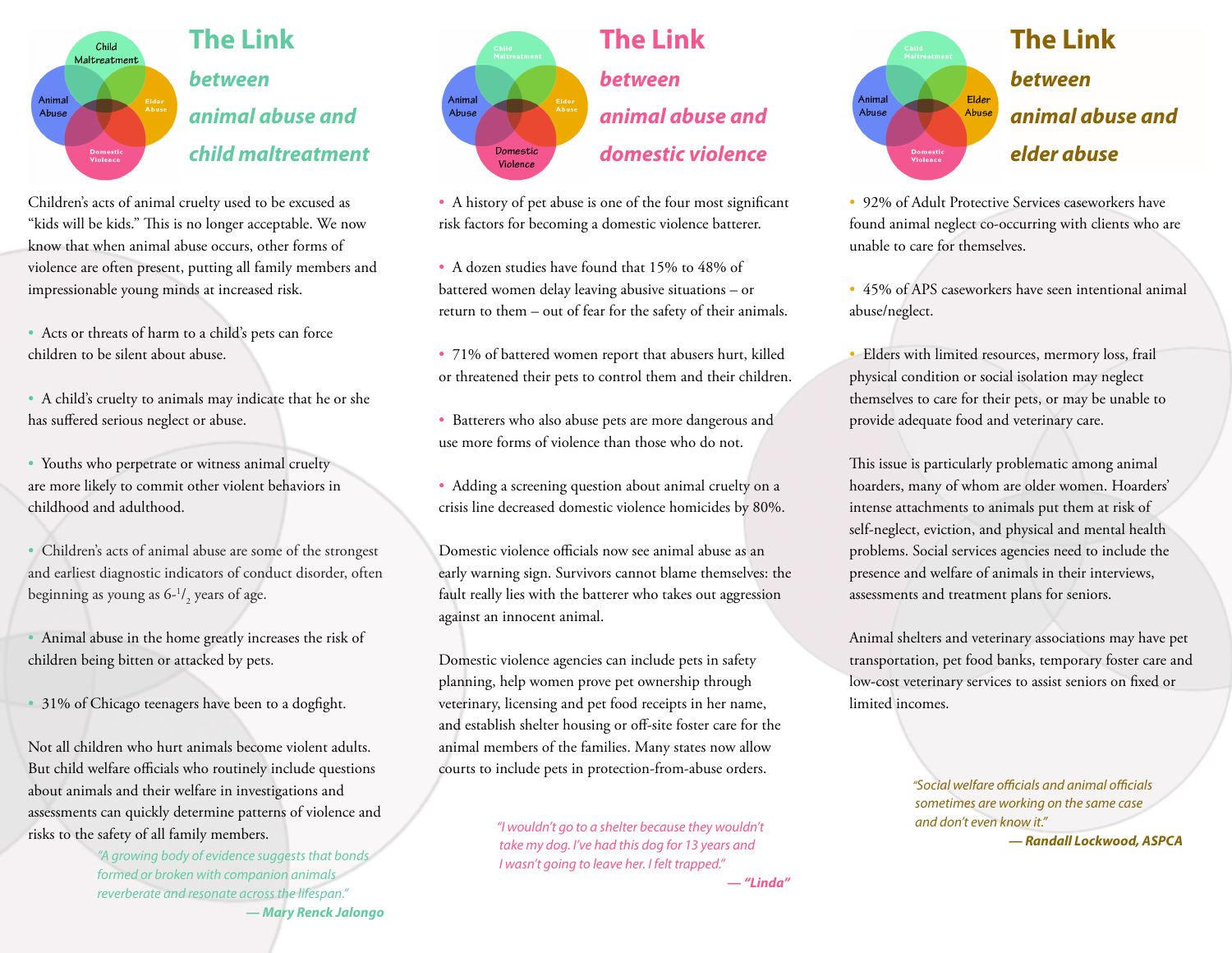# The Link between animal abuse and child maltreatment

Children's acts of animal cruelty used to be excused as "kids will be kids." This is no longer acceptable. We now know that when animal abuse occurs, other forms of violence are often present, putting all family members and impressionable young minds at increased risk.

- Acts or threats of harm to a child's pets can force children to be silent about abuse.
- A child's cruelty to animals may indicate that he or she has suffered serious neglect or abuse.
- Youths who perpetrate or witness animal cruelty are more likely to commit other violent behaviors in childhood and adulthood.
- Children's acts of animal abuse are some of the strongest and earliest diagnostic indicators of conduct disorder, often beginning as young as 6-$^{1}/_{2}$ years of age.
- Animal abuse in the home greatly increases the risk of children being bitten or attacked by pets.
- 31% of Chicago teenagers have been to a dogfight.

Not all children who hurt animals become violent adults. But child welfare officials who routinely include questions about animals and their welfare in investigations and assessments can quickly determine patterns of violence and risks to the safety of all family members.

*"A growing body of evidence suggests that bonds formed or broken with companion animals reverberate and resonate across the lifespan."*
***— Mary Renck Jalongo***

# The Link between animal abuse and domestic violence

- A history of pet abuse is one of the four most significant risk factors for becoming a domestic violence batterer.
- A dozen studies have found that 15% to 48% of battered women delay leaving abusive situations – or return to them – out of fear for the safety of their animals.
- 71% of battered women report that abusers hurt, killed or threatened their pets to control them and their children.
- Batterers who also abuse pets are more dangerous and use more forms of violence than those who do not.
- Adding a screening question about animal cruelty on a crisis line decreased domestic violence homicides by 80%.

Domestic violence officials now see animal abuse as an early warning sign. Survivors cannot blame themselves: the fault really lies with the batterer who takes out aggression against an innocent animal.

Domestic violence agencies can include pets in safety planning, help women prove pet ownership through veterinary, licensing and pet food receipts in her name, and establish shelter housing or off-site foster care for the animal members of the families. Many states now allow courts to include pets in protection-from-abuse orders.

*"I wouldn't go to a shelter because they wouldn't take my dog. I've had this dog for 13 years and I wasn't going to leave her. I felt trapped."*
***— "Linda"***

# The Link between animal abuse and elder abuse

- 92% of Adult Protective Services caseworkers have found animal neglect co-occurring with clients who are unable to care for themselves.
- 45% of APS caseworkers have seen intentional animal abuse/neglect.
- Elders with limited resources, mermory loss, frail physical condition or social isolation may neglect themselves to care for their pets, or may be unable to provide adequate food and veterinary care.

This issue is particularly problematic among animal hoarders, many of whom are older women. Hoarders' intense attachments to animals put them at risk of self-neglect, eviction, and physical and mental health problems. Social services agencies need to include the presence and welfare of animals in their interviews, assessments and treatment plans for seniors.

Animal shelters and veterinary associations may have pet transportation, pet food banks, temporary foster care and low-cost veterinary services to assist seniors on fixed or limited incomes.

*"Social welfare officials and animal officials sometimes are working on the same case and don't even know it."*
***— Randall Lockwood, ASPCA***